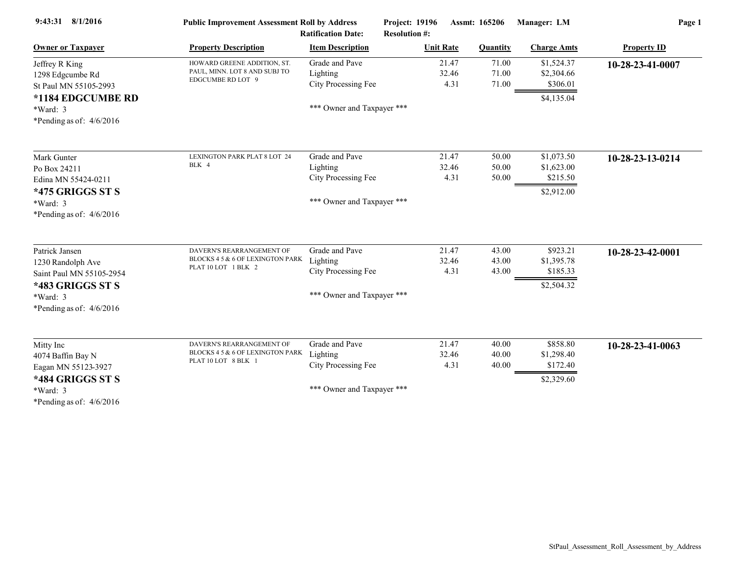9:43:31 8/1/2016

**Public Improvement Assessment Roll by Address**

Ratification Date: | Project: 19196 | Resolution #: | Assmt: 165206 | Manager: LM

| Owner or Taxpayer | Property Description | Item Description | Unit Rate | Quantity | Charge Amts | Property ID |
|---|---|---|---|---|---|---|
| Jeffrey R King<br>1298 Edgcumbe Rd<br>St Paul MN 55105-2993<br>**\*1184 EDGCUMBE RD**<br>\*Ward: 3<br>\*Pending as of: 4/6/2016 | HOWARD GREENE ADDITION, ST. PAUL, MINN. LOT 8 AND SUBJ TO EDGCUMBE RD LOT 9 | Grade and Pave | 21.47 | 71.00 | $1,524.37 | **10-28-23-41-0007** |
| | | Lighting | 32.46 | 71.00 | $2,304.66 | |
| | | City Processing Fee | 4.31 | 71.00 | $306.01 | |
| | | | | | $4,135.04 | |
| | | \*\*\* Owner and Taxpayer \*\*\* | | | | |
| Mark Gunter<br>Po Box 24211<br>Edina MN 55424-0211<br>**\*475 GRIGGS ST S**<br>\*Ward: 3<br>\*Pending as of: 4/6/2016 | LEXINGTON PARK PLAT 8 LOT 24 BLK 4 | Grade and Pave | 21.47 | 50.00 | $1,073.50 | **10-28-23-13-0214** |
| | | Lighting | 32.46 | 50.00 | $1,623.00 | |
| | | City Processing Fee | 4.31 | 50.00 | $215.50 | |
| | | | | | $2,912.00 | |
| | | \*\*\* Owner and Taxpayer \*\*\* | | | | |
| Patrick Jansen<br>1230 Randolph Ave<br>Saint Paul MN 55105-2954<br>**\*483 GRIGGS ST S**<br>\*Ward: 3<br>\*Pending as of: 4/6/2016 | DAVERN'S REARRANGEMENT OF BLOCKS 4 5 & 6 OF LEXINGTON PARK PLAT 10 LOT 1 BLK 2 | Grade and Pave | 21.47 | 43.00 | $923.21 | **10-28-23-42-0001** |
| | | Lighting | 32.46 | 43.00 | $1,395.78 | |
| | | City Processing Fee | 4.31 | 43.00 | $185.33 | |
| | | | | | $2,504.32 | |
| | | \*\*\* Owner and Taxpayer \*\*\* | | | | |
| Mitty Inc<br>4074 Baffin Bay N<br>Eagan MN 55123-3927<br>**\*484 GRIGGS ST S**<br>\*Ward: 3<br>\*Pending as of: 4/6/2016 | DAVERN'S REARRANGEMENT OF BLOCKS 4 5 & 6 OF LEXINGTON PARK PLAT 10 LOT 8 BLK 1 | Grade and Pave | 21.47 | 40.00 | $858.80 | **10-28-23-41-0063** |
| | | Lighting | 32.46 | 40.00 | $1,298.40 | |
| | | City Processing Fee | 4.31 | 40.00 | $172.40 | |
| | | | | | $2,329.60 | |
| | | \*\*\* Owner and Taxpayer \*\*\* | | | | |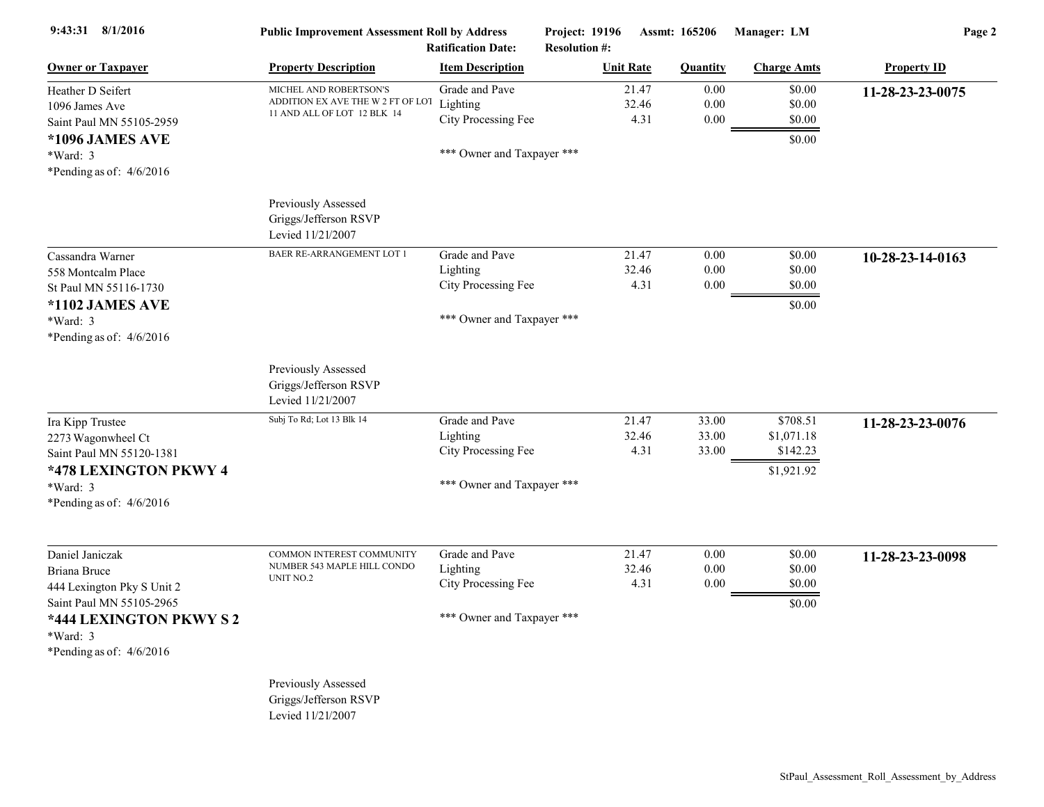**Public Improvement Assessment Roll by Address** — Project: 19196 — Assmt: 165206 — Manager: LM

Ratification Date: — Resolution #:

9:43:31 8/1/2016

| Owner or Taxpayer | Property Description | Item Description | Unit Rate | Quantity | Charge Amts | Property ID |
|---|---|---|---|---|---|---|
| Heather D Seifert<br>1096 James Ave<br>Saint Paul MN 55105-2959<br>**\*1096 JAMES AVE**<br>\*Ward: 3<br>\*Pending as of: 4/6/2016 | MICHEL AND ROBERTSON'S ADDITION EX AVE THE W 2 FT OF LOT 11 AND ALL OF LOT 12 BLK 14<br><br>Previously Assessed<br>Griggs/Jefferson RSVP<br>Levied 11/21/2007 | Grade and Pave<br>Lighting<br>City Processing Fee<br><br>\*\*\* Owner and Taxpayer \*\*\* | 21.47<br>32.46<br>4.31 | 0.00<br>0.00<br>0.00 | $0.00<br>$0.00<br>$0.00<br>$0.00 | **11-28-23-23-0075** |
| Cassandra Warner<br>558 Montcalm Place<br>St Paul MN 55116-1730<br>**\*1102 JAMES AVE**<br>\*Ward: 3<br>\*Pending as of: 4/6/2016 | BAER RE-ARRANGEMENT LOT 1<br><br>Previously Assessed<br>Griggs/Jefferson RSVP<br>Levied 11/21/2007 | Grade and Pave<br>Lighting<br>City Processing Fee<br><br>\*\*\* Owner and Taxpayer \*\*\* | 21.47<br>32.46<br>4.31 | 0.00<br>0.00<br>0.00 | $0.00<br>$0.00<br>$0.00<br>$0.00 | **10-28-23-14-0163** |
| Ira Kipp Trustee<br>2273 Wagonwheel Ct<br>Saint Paul MN 55120-1381<br>**\*478 LEXINGTON PKWY 4**<br>\*Ward: 3<br>\*Pending as of: 4/6/2016 | Subj To Rd; Lot 13 Blk 14 | Grade and Pave<br>Lighting<br>City Processing Fee<br><br>\*\*\* Owner and Taxpayer \*\*\* | 21.47<br>32.46<br>4.31 | 33.00<br>33.00<br>33.00 | $708.51<br>$1,071.18<br>$142.23<br>$1,921.92 | **11-28-23-23-0076** |
| Daniel Janiczak<br>Briana Bruce<br>444 Lexington Pky S Unit 2<br>Saint Paul MN 55105-2965<br>**\*444 LEXINGTON PKWY S 2**<br>\*Ward: 3<br>\*Pending as of: 4/6/2016 | COMMON INTEREST COMMUNITY NUMBER 543 MAPLE HILL CONDO UNIT NO.2<br><br>Previously Assessed<br>Griggs/Jefferson RSVP<br>Levied 11/21/2007 | Grade and Pave<br>Lighting<br>City Processing Fee<br><br>\*\*\* Owner and Taxpayer \*\*\* | 21.47<br>32.46<br>4.31 | 0.00<br>0.00<br>0.00 | $0.00<br>$0.00<br>$0.00<br>$0.00 | **11-28-23-23-0098** |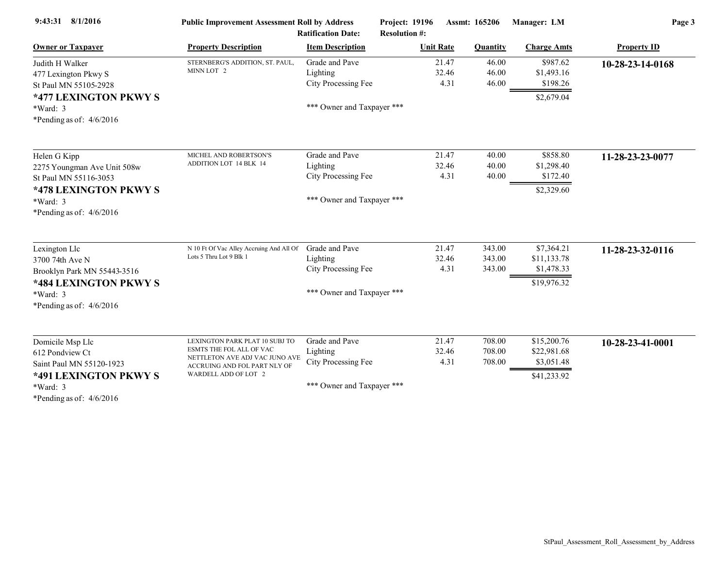| Owner or Taxpayer | Property Description | Item Description | Unit Rate | Quantity | Charge Amts | Property ID |
|---|---|---|---|---|---|---|
| Judith H Walker<br>477 Lexington Pkwy S<br>St Paul MN 55105-2928<br>**\*477 LEXINGTON PKWY S**<br>\*Ward: 3<br>\*Pending as of: 4/6/2016 | STERNBERG'S ADDITION, ST. PAUL, MINN LOT 2 | Grade and Pave<br>Lighting<br>City Processing Fee<br><br>\*\*\* Owner and Taxpayer \*\*\* | 21.47<br>32.46<br>4.31 | 46.00<br>46.00<br>46.00 | \$987.62<br>\$1,493.16<br>\$198.26<br>\$2,679.04 | **10-28-23-14-0168** |
| Helen G Kipp<br>2275 Youngman Ave Unit 508w<br>St Paul MN 55116-3053<br>**\*478 LEXINGTON PKWY S**<br>\*Ward: 3<br>\*Pending as of: 4/6/2016 | MICHEL AND ROBERTSON'S ADDITION LOT 14 BLK 14 | Grade and Pave<br>Lighting<br>City Processing Fee<br><br>\*\*\* Owner and Taxpayer \*\*\* | 21.47<br>32.46<br>4.31 | 40.00<br>40.00<br>40.00 | \$858.80<br>\$1,298.40<br>\$172.40<br>\$2,329.60 | **11-28-23-23-0077** |
| Lexington Llc<br>3700 74th Ave N<br>Brooklyn Park MN 55443-3516<br>**\*484 LEXINGTON PKWY S**<br>\*Ward: 3<br>\*Pending as of: 4/6/2016 | N 10 Ft Of Vac Alley Accruing And All Of Lots 5 Thru Lot 9 Blk 1 | Grade and Pave<br>Lighting<br>City Processing Fee<br><br>\*\*\* Owner and Taxpayer \*\*\* | 21.47<br>32.46<br>4.31 | 343.00<br>343.00<br>343.00 | \$7,364.21<br>\$11,133.78<br>\$1,478.33<br>\$19,976.32 | **11-28-23-32-0116** |
| Domicile Msp Llc<br>612 Pondview Ct<br>Saint Paul MN 55120-1923<br>**\*491 LEXINGTON PKWY S**<br>\*Ward: 3<br>\*Pending as of: 4/6/2016 | LEXINGTON PARK PLAT 10 SUBJ TO ESMTS THE FOL ALL OF VAC NETTLETON AVE ADJ VAC JUNO AVE ACCRUING AND FOL PART NLY OF WARDELL ADD OF LOT 2 | Grade and Pave<br>Lighting<br>City Processing Fee<br><br>\*\*\* Owner and Taxpayer \*\*\* | 21.47<br>32.46<br>4.31 | 708.00<br>708.00<br>708.00 | \$15,200.76<br>\$22,981.68<br>\$3,051.48<br>\$41,233.92 | **10-28-23-41-0001** |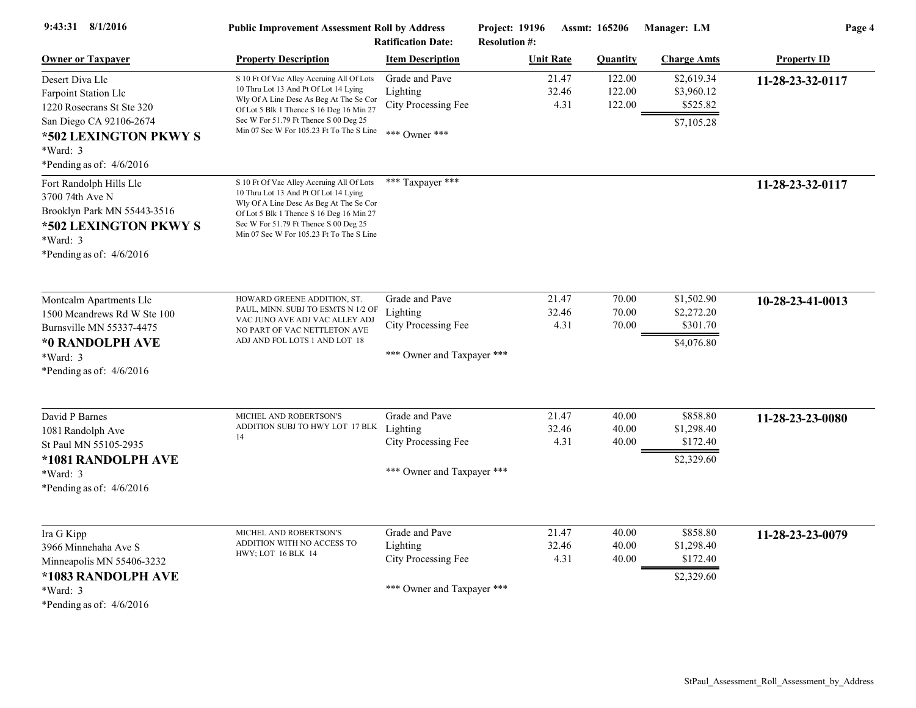| Owner or Taxpayer | Property Description | Item Description | Unit Rate | Quantity | Charge Amts | Property ID |
|---|---|---|---|---|---|---|
| Desert Diva Llc<br>Farpoint Station Llc<br>1220 Rosecrans St Ste 320<br>San Diego CA 92106-2674<br>**\*502 LEXINGTON PKWY S**<br>\*Ward: 3<br>\*Pending as of: 4/6/2016 | S 10 Ft Of Vac Alley Accruing All Of Lots 10 Thru Lot 13 And Pt Of Lot 14 Lying Wly Of A Line Desc As Beg At The Se Cor Of Lot 5 Blk 1 Thence S 16 Deg 16 Min 27 Sec W For 51.79 Ft Thence S 00 Deg 25 Min 07 Sec W For 105.23 Ft To The S Line | Grade and Pave<br>Lighting<br>City Processing Fee<br><br>\*\*\* Owner \*\*\* | 21.47<br>32.46<br>4.31 | 122.00<br>122.00<br>122.00 | \$2,619.34<br>\$3,960.12<br>\$525.82<br>\$7,105.28 | **11-28-23-32-0117** |
| Fort Randolph Hills Llc<br>3700 74th Ave N<br>Brooklyn Park MN 55443-3516<br>**\*502 LEXINGTON PKWY S**<br>\*Ward: 3<br>\*Pending as of: 4/6/2016 | S 10 Ft Of Vac Alley Accruing All Of Lots 10 Thru Lot 13 And Pt Of Lot 14 Lying Wly Of A Line Desc As Beg At The Se Cor Of Lot 5 Blk 1 Thence S 16 Deg 16 Min 27 Sec W For 51.79 Ft Thence S 00 Deg 25 Min 07 Sec W For 105.23 Ft To The S Line | \*\*\* Taxpayer \*\*\* | | | | **11-28-23-32-0117** |
| Montcalm Apartments Llc<br>1500 Mcandrews Rd W Ste 100<br>Burnsville MN 55337-4475<br>**\*0 RANDOLPH AVE**<br>\*Ward: 3<br>\*Pending as of: 4/6/2016 | HOWARD GREENE ADDITION, ST. PAUL, MINN. SUBJ TO ESMTS N 1/2 OF VAC JUNO AVE ADJ VAC ALLEY ADJ NO PART OF VAC NETTLETON AVE ADJ AND FOL LOTS 1 AND LOT 18 | Grade and Pave<br>Lighting<br>City Processing Fee<br><br>\*\*\* Owner and Taxpayer \*\*\* | 21.47<br>32.46<br>4.31 | 70.00<br>70.00<br>70.00 | \$1,502.90<br>\$2,272.20<br>\$301.70<br>\$4,076.80 | **10-28-23-41-0013** |
| David P Barnes<br>1081 Randolph Ave<br>St Paul MN 55105-2935<br>**\*1081 RANDOLPH AVE**<br>\*Ward: 3<br>\*Pending as of: 4/6/2016 | MICHEL AND ROBERTSON'S ADDITION SUBJ TO HWY LOT 17 BLK 14 | Grade and Pave<br>Lighting<br>City Processing Fee<br><br>\*\*\* Owner and Taxpayer \*\*\* | 21.47<br>32.46<br>4.31 | 40.00<br>40.00<br>40.00 | \$858.80<br>\$1,298.40<br>\$172.40<br>\$2,329.60 | **11-28-23-23-0080** |
| Ira G Kipp<br>3966 Minnehaha Ave S<br>Minneapolis MN 55406-3232<br>**\*1083 RANDOLPH AVE**<br>\*Ward: 3<br>\*Pending as of: 4/6/2016 | MICHEL AND ROBERTSON'S ADDITION WITH NO ACCESS TO HWY; LOT 16 BLK 14 | Grade and Pave<br>Lighting<br>City Processing Fee<br><br>\*\*\* Owner and Taxpayer \*\*\* | 21.47<br>32.46<br>4.31 | 40.00<br>40.00<br>40.00 | \$858.80<br>\$1,298.40<br>\$172.40<br>\$2,329.60 | **11-28-23-23-0079** |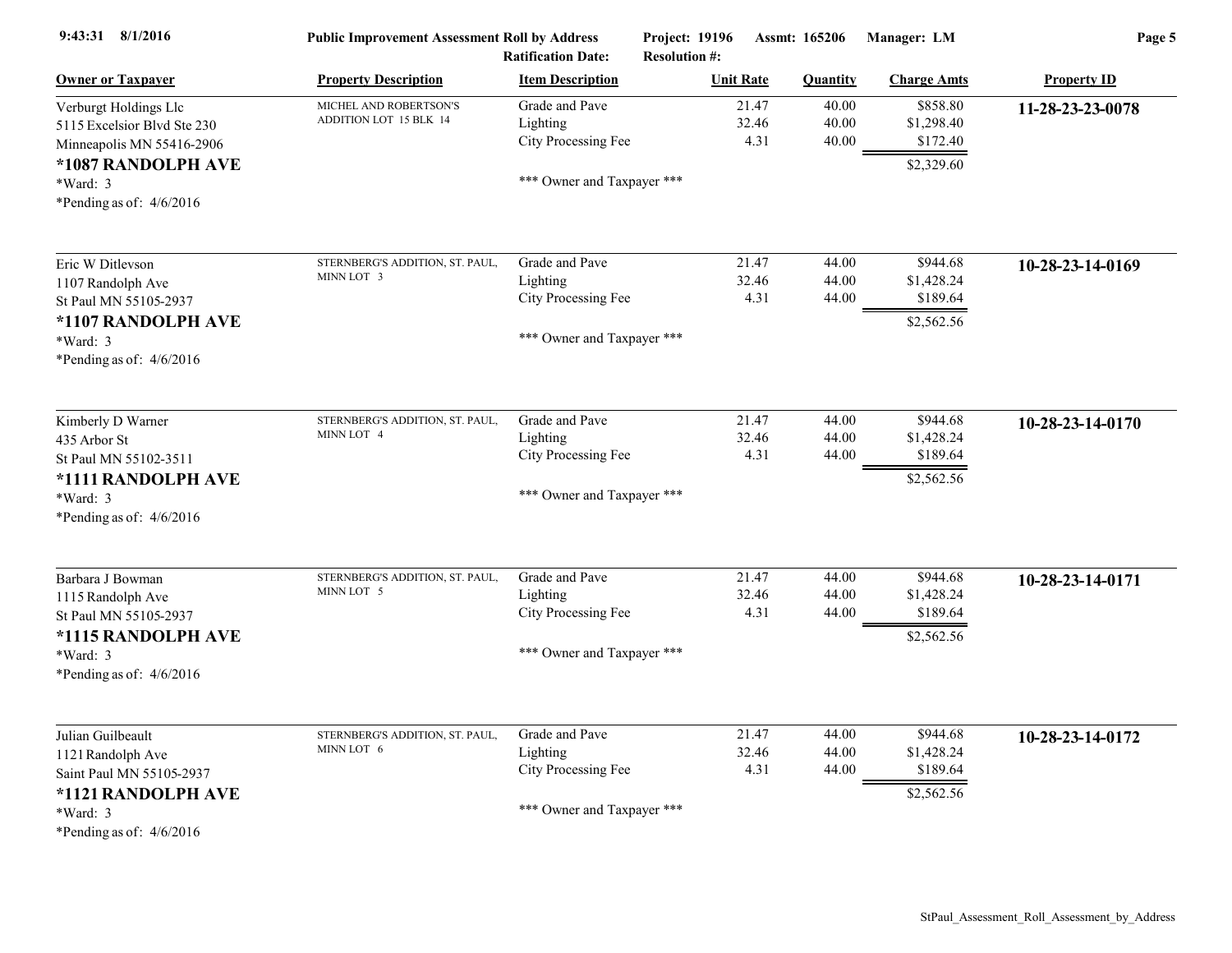9:43:31 8/1/2016 | Public Improvement Assessment Roll by Address | Project: 19196 | Assmt: 165206 | Manager: LM

Ratification Date: | Resolution #:

| Owner or Taxpayer | Property Description | Item Description | Unit Rate | Quantity | Charge Amts | Property ID |
|---|---|---|---|---|---|---|
| Verburgt Holdings Llc<br>5115 Excelsior Blvd Ste 230<br>Minneapolis MN 55416-2906<br>**\*1087 RANDOLPH AVE**<br>\*Ward: 3<br>\*Pending as of: 4/6/2016 | MICHEL AND ROBERTSON'S ADDITION LOT 15 BLK 14 | Grade and Pave<br>Lighting<br>City Processing Fee<br><br>\*\*\* Owner and Taxpayer \*\*\* | 21.47<br>32.46<br>4.31 | 40.00<br>40.00<br>40.00 | \$858.80<br>\$1,298.40<br>\$172.40<br>\$2,329.60 | **11-28-23-23-0078** |
| Eric W Ditlevson<br>1107 Randolph Ave<br>St Paul MN 55105-2937<br>**\*1107 RANDOLPH AVE**<br>\*Ward: 3<br>\*Pending as of: 4/6/2016 | STERNBERG'S ADDITION, ST. PAUL, MINN LOT 3 | Grade and Pave<br>Lighting<br>City Processing Fee<br><br>\*\*\* Owner and Taxpayer \*\*\* | 21.47<br>32.46<br>4.31 | 44.00<br>44.00<br>44.00 | \$944.68<br>\$1,428.24<br>\$189.64<br>\$2,562.56 | **10-28-23-14-0169** |
| Kimberly D Warner<br>435 Arbor St<br>St Paul MN 55102-3511<br>**\*1111 RANDOLPH AVE**<br>\*Ward: 3<br>\*Pending as of: 4/6/2016 | STERNBERG'S ADDITION, ST. PAUL, MINN LOT 4 | Grade and Pave<br>Lighting<br>City Processing Fee<br><br>\*\*\* Owner and Taxpayer \*\*\* | 21.47<br>32.46<br>4.31 | 44.00<br>44.00<br>44.00 | \$944.68<br>\$1,428.24<br>\$189.64<br>\$2,562.56 | **10-28-23-14-0170** |
| Barbara J Bowman<br>1115 Randolph Ave<br>St Paul MN 55105-2937<br>**\*1115 RANDOLPH AVE**<br>\*Ward: 3<br>\*Pending as of: 4/6/2016 | STERNBERG'S ADDITION, ST. PAUL, MINN LOT 5 | Grade and Pave<br>Lighting<br>City Processing Fee<br><br>\*\*\* Owner and Taxpayer \*\*\* | 21.47<br>32.46<br>4.31 | 44.00<br>44.00<br>44.00 | \$944.68<br>\$1,428.24<br>\$189.64<br>\$2,562.56 | **10-28-23-14-0171** |
| Julian Guilbeault<br>1121 Randolph Ave<br>Saint Paul MN 55105-2937<br>**\*1121 RANDOLPH AVE**<br>\*Ward: 3<br>\*Pending as of: 4/6/2016 | STERNBERG'S ADDITION, ST. PAUL, MINN LOT 6 | Grade and Pave<br>Lighting<br>City Processing Fee<br><br>\*\*\* Owner and Taxpayer \*\*\* | 21.47<br>32.46<br>4.31 | 44.00<br>44.00<br>44.00 | \$944.68<br>\$1,428.24<br>\$189.64<br>\$2,562.56 | **10-28-23-14-0172** |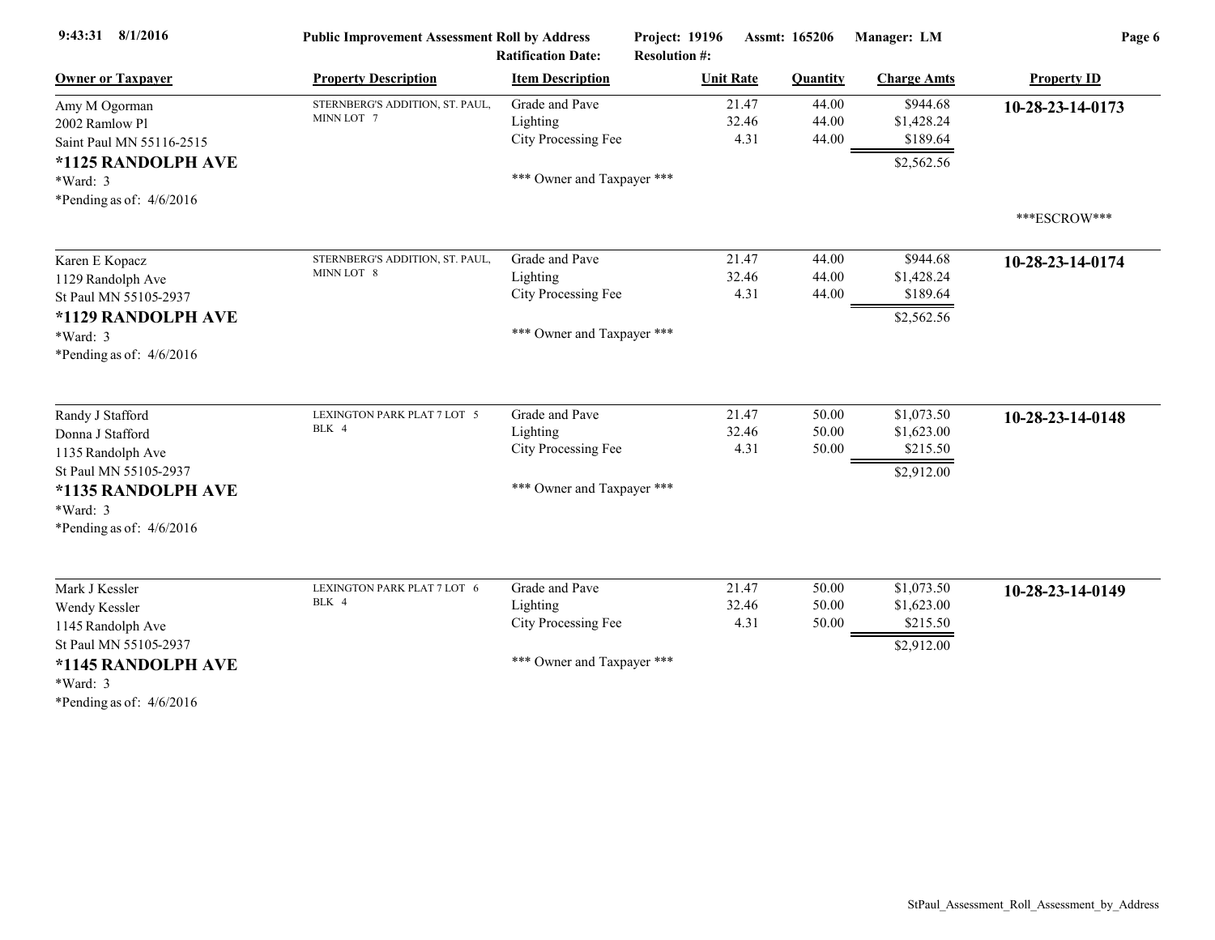| Owner or Taxpayer | Property Description | Item Description | Unit Rate | Quantity | Charge Amts | Property ID |
|---|---|---|---|---|---|---|
| Amy M Ogorman<br>2002 Ramlow Pl<br>Saint Paul MN 55116-2515<br>**\*1125 RANDOLPH AVE**<br>\*Ward: 3<br>\*Pending as of: 4/6/2016 | STERNBERG'S ADDITION, ST. PAUL, MINN LOT 7 | Grade and Pave<br>Lighting<br>City Processing Fee<br><br>\*\*\* Owner and Taxpayer \*\*\* | 21.47<br>32.46<br>4.31 | 44.00<br>44.00<br>44.00 | \$944.68<br>\$1,428.24<br>\$189.64<br>\$2,562.56 | **10-28-23-14-0173**<br><br>\*\*\*ESCROW\*\*\* |
| Karen E Kopacz<br>1129 Randolph Ave<br>St Paul MN 55105-2937<br>**\*1129 RANDOLPH AVE**<br>\*Ward: 3<br>\*Pending as of: 4/6/2016 | STERNBERG'S ADDITION, ST. PAUL, MINN LOT 8 | Grade and Pave<br>Lighting<br>City Processing Fee<br><br>\*\*\* Owner and Taxpayer \*\*\* | 21.47<br>32.46<br>4.31 | 44.00<br>44.00<br>44.00 | \$944.68<br>\$1,428.24<br>\$189.64<br>\$2,562.56 | **10-28-23-14-0174** |
| Randy J Stafford<br>Donna J Stafford<br>1135 Randolph Ave<br>St Paul MN 55105-2937<br>**\*1135 RANDOLPH AVE**<br>\*Ward: 3<br>\*Pending as of: 4/6/2016 | LEXINGTON PARK PLAT 7 LOT 5 BLK 4 | Grade and Pave<br>Lighting<br>City Processing Fee<br><br>\*\*\* Owner and Taxpayer \*\*\* | 21.47<br>32.46<br>4.31 | 50.00<br>50.00<br>50.00 | \$1,073.50<br>\$1,623.00<br>\$215.50<br>\$2,912.00 | **10-28-23-14-0148** |
| Mark J Kessler<br>Wendy Kessler<br>1145 Randolph Ave<br>St Paul MN 55105-2937<br>**\*1145 RANDOLPH AVE**<br>\*Ward: 3<br>\*Pending as of: 4/6/2016 | LEXINGTON PARK PLAT 7 LOT 6 BLK 4 | Grade and Pave<br>Lighting<br>City Processing Fee<br><br>\*\*\* Owner and Taxpayer \*\*\* | 21.47<br>32.46<br>4.31 | 50.00<br>50.00<br>50.00 | \$1,073.50<br>\$1,623.00<br>\$215.50<br>\$2,912.00 | **10-28-23-14-0149** |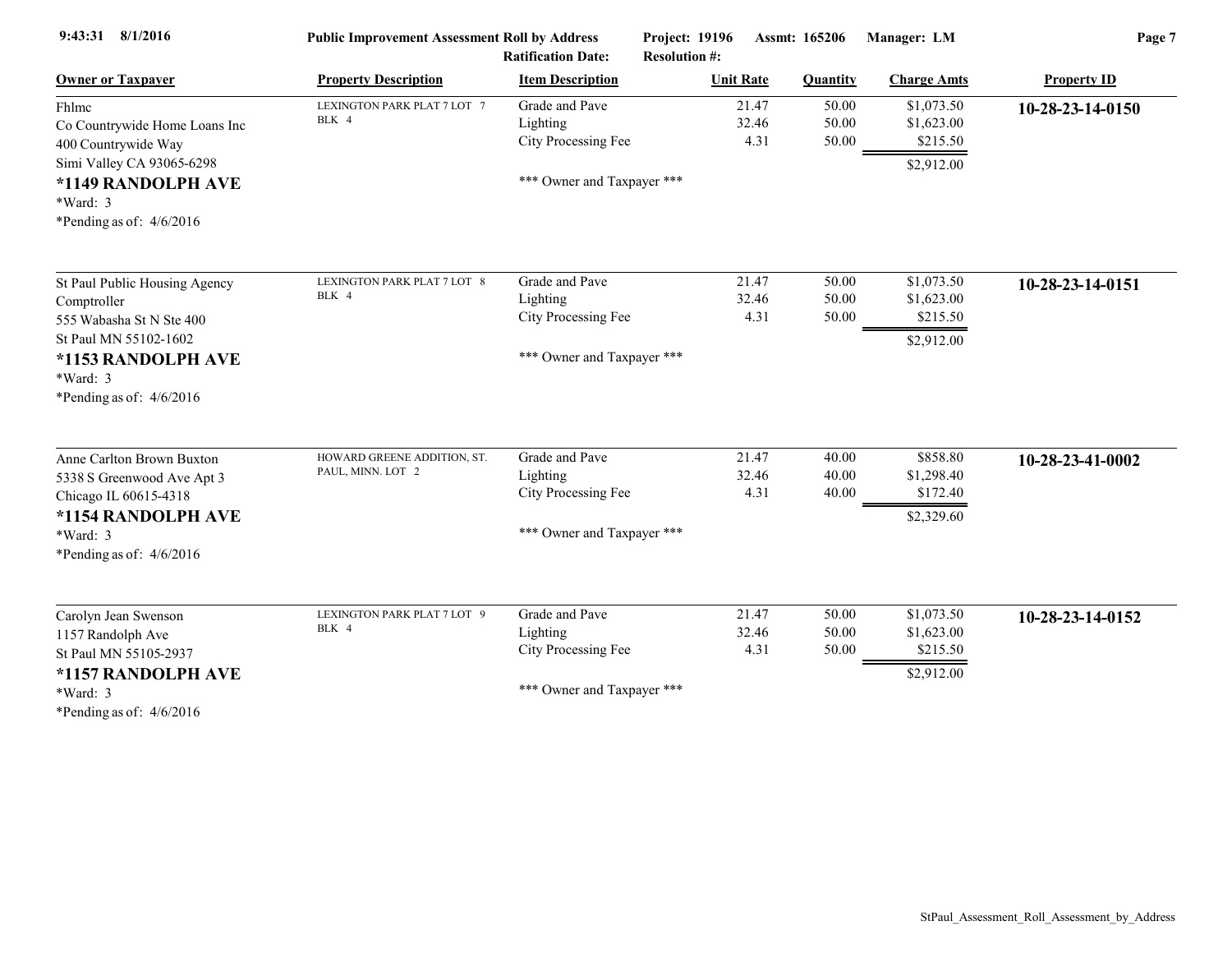| Owner or Taxpayer | Property Description | Item Description | Unit Rate | Quantity | Charge Amts | Property ID |
|---|---|---|---|---|---|---|
| Fhlmc<br>Co Countrywide Home Loans Inc<br>400 Countrywide Way<br>Simi Valley CA 93065-6298<br>**\*1149 RANDOLPH AVE**<br>*Ward: 3<br>*Pending as of: 4/6/2016 | LEXINGTON PARK PLAT 7 LOT 7 BLK 4 | Grade and Pave<br>Lighting<br>City Processing Fee<br><br>*** Owner and Taxpayer *** | 21.47<br>32.46<br>4.31 | 50.00<br>50.00<br>50.00 | $1,073.50<br>$1,623.00<br>$215.50<br>$2,912.00 | **10-28-23-14-0150** |
| St Paul Public Housing Agency<br>Comptroller<br>555 Wabasha St N Ste 400<br>St Paul MN 55102-1602<br>**\*1153 RANDOLPH AVE**<br>*Ward: 3<br>*Pending as of: 4/6/2016 | LEXINGTON PARK PLAT 7 LOT 8 BLK 4 | Grade and Pave<br>Lighting<br>City Processing Fee<br><br>*** Owner and Taxpayer *** | 21.47<br>32.46<br>4.31 | 50.00<br>50.00<br>50.00 | $1,073.50<br>$1,623.00<br>$215.50<br>$2,912.00 | **10-28-23-14-0151** |
| Anne Carlton Brown Buxton<br>5338 S Greenwood Ave Apt 3<br>Chicago IL 60615-4318<br>**\*1154 RANDOLPH AVE**<br>*Ward: 3<br>*Pending as of: 4/6/2016 | HOWARD GREENE ADDITION, ST. PAUL, MINN. LOT 2 | Grade and Pave<br>Lighting<br>City Processing Fee<br><br>*** Owner and Taxpayer *** | 21.47<br>32.46<br>4.31 | 40.00<br>40.00<br>40.00 | $858.80<br>$1,298.40<br>$172.40<br>$2,329.60 | **10-28-23-41-0002** |
| Carolyn Jean Swenson<br>1157 Randolph Ave<br>St Paul MN 55105-2937<br>**\*1157 RANDOLPH AVE**<br>*Ward: 3<br>*Pending as of: 4/6/2016 | LEXINGTON PARK PLAT 7 LOT 9 BLK 4 | Grade and Pave<br>Lighting<br>City Processing Fee<br><br>*** Owner and Taxpayer *** | 21.47<br>32.46<br>4.31 | 50.00<br>50.00<br>50.00 | $1,073.50<br>$1,623.00<br>$215.50<br>$2,912.00 | **10-28-23-14-0152** |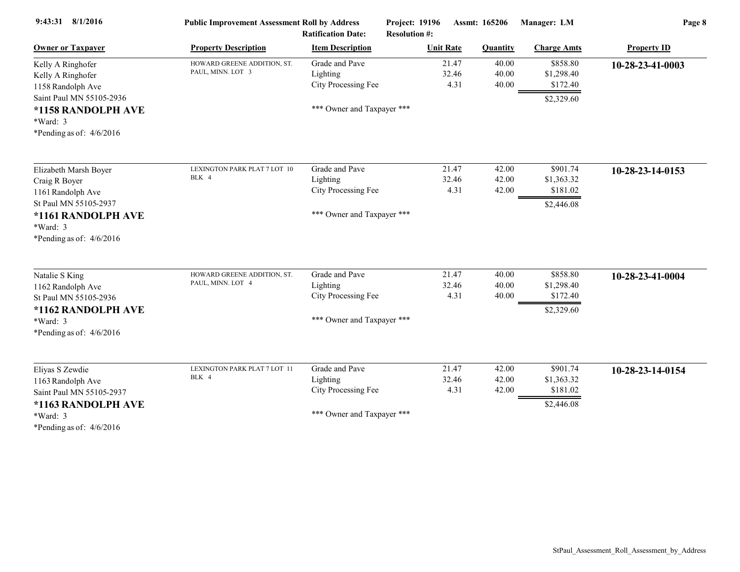| Owner or Taxpayer | Property Description | Item Description | Unit Rate | Quantity | Charge Amts | Property ID |
|---|---|---|---|---|---|---|
| Kelly A Ringhofer<br>Kelly A Ringhofer<br>1158 Randolph Ave<br>Saint Paul MN 55105-2936<br>**\*1158 RANDOLPH AVE**<br>\*Ward: 3<br>\*Pending as of: 4/6/2016 | HOWARD GREENE ADDITION, ST. PAUL, MINN. LOT 3 | Grade and Pave<br>Lighting<br>City Processing Fee<br><br>\*\*\* Owner and Taxpayer \*\*\* | 21.47<br>32.46<br>4.31 | 40.00<br>40.00<br>40.00 | \$858.80<br>\$1,298.40<br>\$172.40<br>\$2,329.60 | **10-28-23-41-0003** |
| Elizabeth Marsh Boyer<br>Craig R Boyer<br>1161 Randolph Ave<br>St Paul MN 55105-2937<br>**\*1161 RANDOLPH AVE**<br>\*Ward: 3<br>\*Pending as of: 4/6/2016 | LEXINGTON PARK PLAT 7 LOT 10 BLK 4 | Grade and Pave<br>Lighting<br>City Processing Fee<br><br>\*\*\* Owner and Taxpayer \*\*\* | 21.47<br>32.46<br>4.31 | 42.00<br>42.00<br>42.00 | \$901.74<br>\$1,363.32<br>\$181.02<br>\$2,446.08 | **10-28-23-14-0153** |
| Natalie S King<br>1162 Randolph Ave<br>St Paul MN 55105-2936<br>**\*1162 RANDOLPH AVE**<br>\*Ward: 3<br>\*Pending as of: 4/6/2016 | HOWARD GREENE ADDITION, ST. PAUL, MINN. LOT 4 | Grade and Pave<br>Lighting<br>City Processing Fee<br><br>\*\*\* Owner and Taxpayer \*\*\* | 21.47<br>32.46<br>4.31 | 40.00<br>40.00<br>40.00 | \$858.80<br>\$1,298.40<br>\$172.40<br>\$2,329.60 | **10-28-23-41-0004** |
| Eliyas S Zewdie<br>1163 Randolph Ave<br>Saint Paul MN 55105-2937<br>**\*1163 RANDOLPH AVE**<br>\*Ward: 3<br>\*Pending as of: 4/6/2016 | LEXINGTON PARK PLAT 7 LOT 11 BLK 4 | Grade and Pave<br>Lighting<br>City Processing Fee<br><br>\*\*\* Owner and Taxpayer \*\*\* | 21.47<br>32.46<br>4.31 | 42.00<br>42.00<br>42.00 | \$901.74<br>\$1,363.32<br>\$181.02<br>\$2,446.08 | **10-28-23-14-0154** |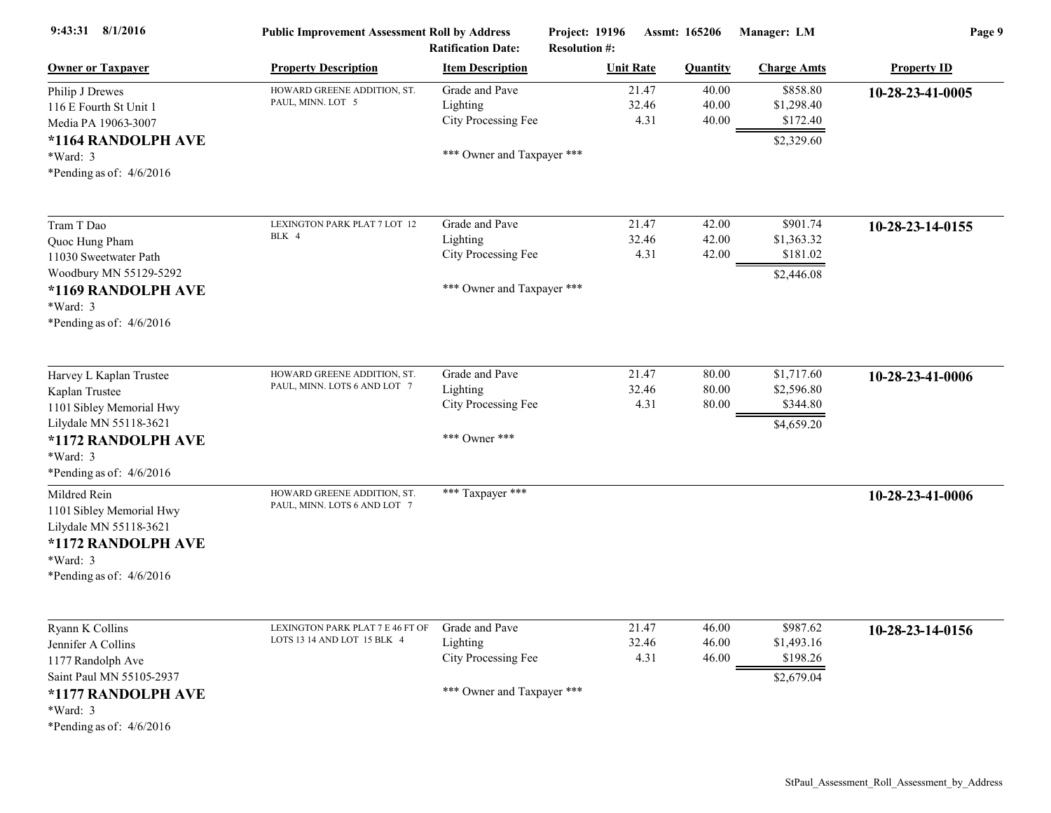| Owner or Taxpayer | Property Description | Item Description | Unit Rate | Quantity | Charge Amts | Property ID |
|---|---|---|---|---|---|---|
| Philip J Drewes<br>116 E Fourth St Unit 1<br>Media PA 19063-3007<br>**\*1164 RANDOLPH AVE**<br>\*Ward: 3<br>\*Pending as of: 4/6/2016 | HOWARD GREENE ADDITION, ST. PAUL, MINN. LOT 5 | Grade and Pave<br>Lighting<br>City Processing Fee<br><br>\*\*\* Owner and Taxpayer \*\*\* | 21.47<br>32.46<br>4.31 | 40.00<br>40.00<br>40.00 | \$858.80<br>\$1,298.40<br>\$172.40<br>\$2,329.60 | **10-28-23-41-0005** |
| Tram T Dao<br>Quoc Hung Pham<br>11030 Sweetwater Path<br>Woodbury MN 55129-5292<br>**\*1169 RANDOLPH AVE**<br>\*Ward: 3<br>\*Pending as of: 4/6/2016 | LEXINGTON PARK PLAT 7 LOT 12 BLK 4 | Grade and Pave<br>Lighting<br>City Processing Fee<br><br>\*\*\* Owner and Taxpayer \*\*\* | 21.47<br>32.46<br>4.31 | 42.00<br>42.00<br>42.00 | \$901.74<br>\$1,363.32<br>\$181.02<br>\$2,446.08 | **10-28-23-14-0155** |
| Harvey L Kaplan Trustee<br>Kaplan Trustee<br>1101 Sibley Memorial Hwy<br>Lilydale MN 55118-3621<br>**\*1172 RANDOLPH AVE**<br>\*Ward: 3<br>\*Pending as of: 4/6/2016 | HOWARD GREENE ADDITION, ST. PAUL, MINN. LOTS 6 AND LOT 7 | Grade and Pave<br>Lighting<br>City Processing Fee<br><br>\*\*\* Owner \*\*\* | 21.47<br>32.46<br>4.31 | 80.00<br>80.00<br>80.00 | \$1,717.60<br>\$2,596.80<br>\$344.80<br>\$4,659.20 | **10-28-23-41-0006** |
| Mildred Rein<br>1101 Sibley Memorial Hwy<br>Lilydale MN 55118-3621<br>**\*1172 RANDOLPH AVE**<br>\*Ward: 3<br>\*Pending as of: 4/6/2016 | HOWARD GREENE ADDITION, ST. PAUL, MINN. LOTS 6 AND LOT 7 | \*\*\* Taxpayer \*\*\* | | | | **10-28-23-41-0006** |
| Ryann K Collins<br>Jennifer A Collins<br>1177 Randolph Ave<br>Saint Paul MN 55105-2937<br>**\*1177 RANDOLPH AVE**<br>\*Ward: 3<br>\*Pending as of: 4/6/2016 | LEXINGTON PARK PLAT 7 E 46 FT OF LOTS 13 14 AND LOT 15 BLK 4 | Grade and Pave<br>Lighting<br>City Processing Fee<br><br>\*\*\* Owner and Taxpayer \*\*\* | 21.47<br>32.46<br>4.31 | 46.00<br>46.00<br>46.00 | \$987.62<br>\$1,493.16<br>\$198.26<br>\$2,679.04 | **10-28-23-14-0156** |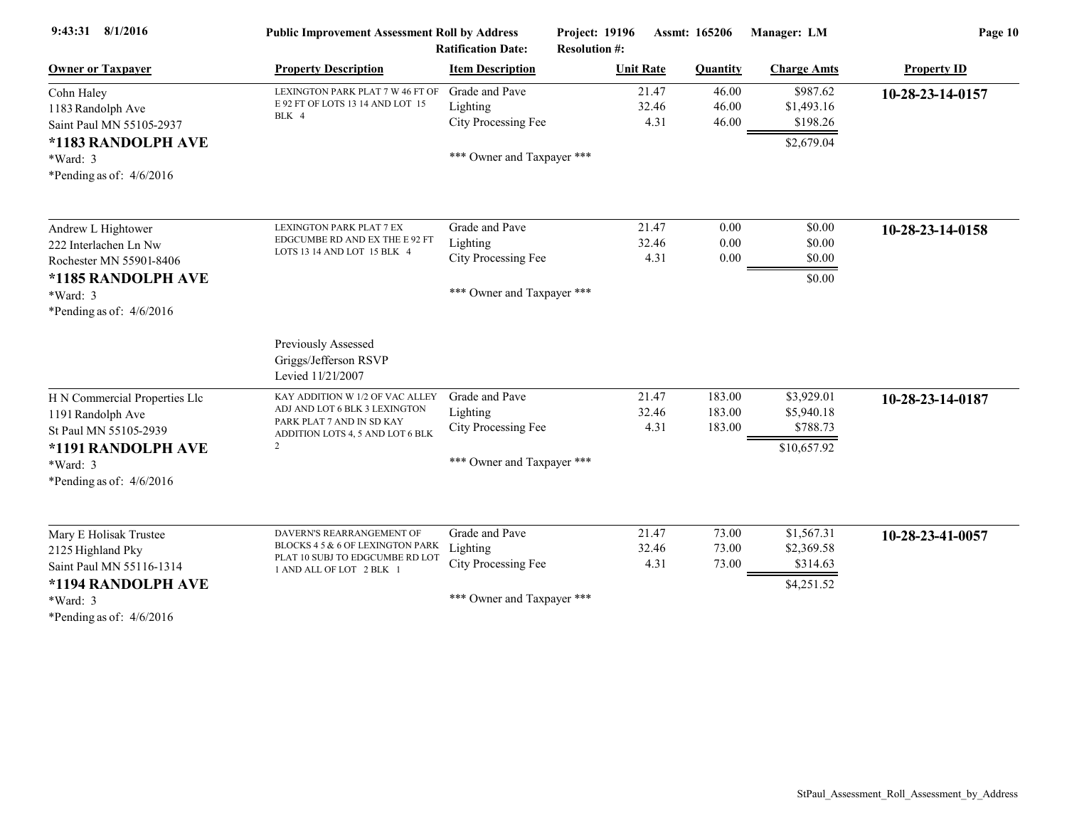| Owner or Taxpayer | Property Description | Item Description | Unit Rate | Quantity | Charge Amts | Property ID |
|---|---|---|---|---|---|---|
| Cohn Haley<br>1183 Randolph Ave<br>Saint Paul MN 55105-2937<br>**\*1183 RANDOLPH AVE**<br>\*Ward: 3<br>\*Pending as of: 4/6/2016 | LEXINGTON PARK PLAT 7 W 46 FT OF E 92 FT OF LOTS 13 14 AND LOT 15 BLK 4 | Grade and Pave<br>Lighting<br>City Processing Fee<br><br>\*\*\* Owner and Taxpayer \*\*\* | 21.47<br>32.46<br>4.31 | 46.00<br>46.00<br>46.00 | \$987.62<br>\$1,493.16<br>\$198.26<br>\$2,679.04 | **10-28-23-14-0157** |
| Andrew L Hightower<br>222 Interlachen Ln Nw<br>Rochester MN 55901-8406<br>**\*1185 RANDOLPH AVE**<br>\*Ward: 3<br>\*Pending as of: 4/6/2016 | LEXINGTON PARK PLAT 7 EX EDGCUMBE RD AND EX THE E 92 FT LOTS 13 14 AND LOT 15 BLK 4<br><br>Previously Assessed<br>Griggs/Jefferson RSVP<br>Levied 11/21/2007 | Grade and Pave<br>Lighting<br>City Processing Fee<br><br>\*\*\* Owner and Taxpayer \*\*\* | 21.47<br>32.46<br>4.31 | 0.00<br>0.00<br>0.00 | \$0.00<br>\$0.00<br>\$0.00<br>\$0.00 | **10-28-23-14-0158** |
| H N Commercial Properties Llc<br>1191 Randolph Ave<br>St Paul MN 55105-2939<br>**\*1191 RANDOLPH AVE**<br>\*Ward: 3<br>\*Pending as of: 4/6/2016 | KAY ADDITION W 1/2 OF VAC ALLEY ADJ AND LOT 6 BLK 3 LEXINGTON PARK PLAT 7 AND IN SD KAY ADDITION LOTS 4, 5 AND LOT 6 BLK 2 | Grade and Pave<br>Lighting<br>City Processing Fee<br><br>\*\*\* Owner and Taxpayer \*\*\* | 21.47<br>32.46<br>4.31 | 183.00<br>183.00<br>183.00 | \$3,929.01<br>\$5,940.18<br>\$788.73<br>\$10,657.92 | **10-28-23-14-0187** |
| Mary E Holisak Trustee<br>2125 Highland Pky<br>Saint Paul MN 55116-1314<br>**\*1194 RANDOLPH AVE**<br>\*Ward: 3<br>\*Pending as of: 4/6/2016 | DAVERN'S REARRANGEMENT OF BLOCKS 4 5 & 6 OF LEXINGTON PARK PLAT 10 SUBJ TO EDGCUMBE RD LOT 1 AND ALL OF LOT 2 BLK 1 | Grade and Pave<br>Lighting<br>City Processing Fee<br><br>\*\*\* Owner and Taxpayer \*\*\* | 21.47<br>32.46<br>4.31 | 73.00<br>73.00<br>73.00 | \$1,567.31<br>\$2,369.58<br>\$314.63<br>\$4,251.52 | **10-28-23-41-0057** |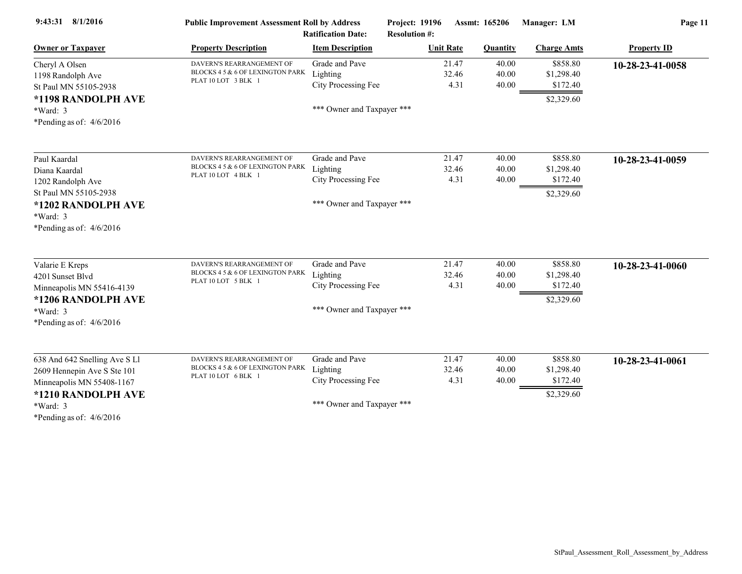| Owner or Taxpayer | Property Description | Item Description | Unit Rate | Quantity | Charge Amts | Property ID |
|---|---|---|---|---|---|---|
| Cheryl A Olsen<br>1198 Randolph Ave<br>St Paul MN 55105-2938<br>**\*1198 RANDOLPH AVE**<br>\*Ward: 3<br>\*Pending as of: 4/6/2016 | DAVERN'S REARRANGEMENT OF BLOCKS 4 5 & 6 OF LEXINGTON PARK PLAT 10 LOT 3 BLK 1 | Grade and Pave<br>Lighting<br>City Processing Fee<br><br>\*\*\* Owner and Taxpayer \*\*\* | 21.47<br>32.46<br>4.31 | 40.00<br>40.00<br>40.00 | \$858.80<br>\$1,298.40<br>\$172.40<br>\$2,329.60 | **10-28-23-41-0058** |
| Paul Kaardal<br>Diana Kaardal<br>1202 Randolph Ave<br>St Paul MN 55105-2938<br>**\*1202 RANDOLPH AVE**<br>\*Ward: 3<br>\*Pending as of: 4/6/2016 | DAVERN'S REARRANGEMENT OF BLOCKS 4 5 & 6 OF LEXINGTON PARK PLAT 10 LOT 4 BLK 1 | Grade and Pave<br>Lighting<br>City Processing Fee<br><br>\*\*\* Owner and Taxpayer \*\*\* | 21.47<br>32.46<br>4.31 | 40.00<br>40.00<br>40.00 | \$858.80<br>\$1,298.40<br>\$172.40<br>\$2,329.60 | **10-28-23-41-0059** |
| Valarie E Kreps<br>4201 Sunset Blvd<br>Minneapolis MN 55416-4139<br>**\*1206 RANDOLPH AVE**<br>\*Ward: 3<br>\*Pending as of: 4/6/2016 | DAVERN'S REARRANGEMENT OF BLOCKS 4 5 & 6 OF LEXINGTON PARK PLAT 10 LOT 5 BLK 1 | Grade and Pave<br>Lighting<br>City Processing Fee<br><br>\*\*\* Owner and Taxpayer \*\*\* | 21.47<br>32.46<br>4.31 | 40.00<br>40.00<br>40.00 | \$858.80<br>\$1,298.40<br>\$172.40<br>\$2,329.60 | **10-28-23-41-0060** |
| 638 And 642 Snelling Ave S Ll<br>2609 Hennepin Ave S Ste 101<br>Minneapolis MN 55408-1167<br>**\*1210 RANDOLPH AVE**<br>\*Ward: 3<br>\*Pending as of: 4/6/2016 | DAVERN'S REARRANGEMENT OF BLOCKS 4 5 & 6 OF LEXINGTON PARK PLAT 10 LOT 6 BLK 1 | Grade and Pave<br>Lighting<br>City Processing Fee<br><br>\*\*\* Owner and Taxpayer \*\*\* | 21.47<br>32.46<br>4.31 | 40.00<br>40.00<br>40.00 | \$858.80<br>\$1,298.40<br>\$172.40<br>\$2,329.60 | **10-28-23-41-0061** |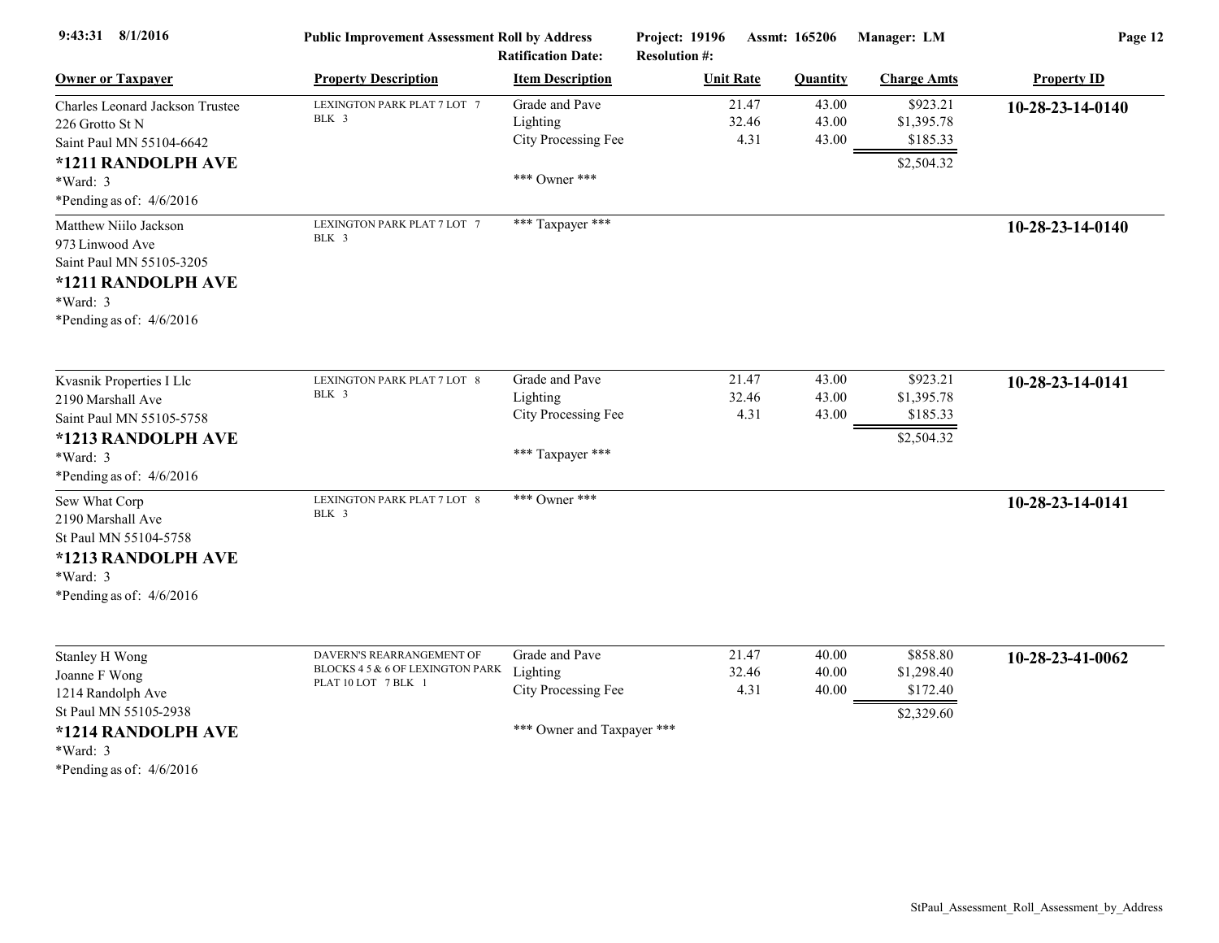| Owner or Taxpayer | Property Description | Item Description | Unit Rate | Quantity | Charge Amts | Property ID |
|---|---|---|---|---|---|---|
| Charles Leonard Jackson Trustee<br>226 Grotto St N<br>Saint Paul MN 55104-6642<br>**\*1211 RANDOLPH AVE**<br>\*Ward: 3<br>\*Pending as of: 4/6/2016 | LEXINGTON PARK PLAT 7 LOT 7 BLK 3 | Grade and Pave<br>Lighting<br>City Processing Fee<br><br>\*\*\* Owner \*\*\* | 21.47<br>32.46<br>4.31 | 43.00<br>43.00<br>43.00 | $923.21<br>$1,395.78<br>$185.33<br>$2,504.32 | **10-28-23-14-0140** |
| Matthew Niilo Jackson<br>973 Linwood Ave<br>Saint Paul MN 55105-3205<br>**\*1211 RANDOLPH AVE**<br>\*Ward: 3<br>\*Pending as of: 4/6/2016 | LEXINGTON PARK PLAT 7 LOT 7 BLK 3 | \*\*\* Taxpayer \*\*\* | | | | **10-28-23-14-0140** |
| Kvasnik Properties I Llc<br>2190 Marshall Ave<br>Saint Paul MN 55105-5758<br>**\*1213 RANDOLPH AVE**<br>\*Ward: 3<br>\*Pending as of: 4/6/2016 | LEXINGTON PARK PLAT 7 LOT 8 BLK 3 | Grade and Pave<br>Lighting<br>City Processing Fee<br><br>\*\*\* Taxpayer \*\*\* | 21.47<br>32.46<br>4.31 | 43.00<br>43.00<br>43.00 | $923.21<br>$1,395.78<br>$185.33<br>$2,504.32 | **10-28-23-14-0141** |
| Sew What Corp<br>2190 Marshall Ave<br>St Paul MN 55104-5758<br>**\*1213 RANDOLPH AVE**<br>\*Ward: 3<br>\*Pending as of: 4/6/2016 | LEXINGTON PARK PLAT 7 LOT 8 BLK 3 | \*\*\* Owner \*\*\* | | | | **10-28-23-14-0141** |
| Stanley H Wong<br>Joanne F Wong<br>1214 Randolph Ave<br>St Paul MN 55105-2938<br>**\*1214 RANDOLPH AVE**<br>\*Ward: 3<br>\*Pending as of: 4/6/2016 | DAVERN'S REARRANGEMENT OF BLOCKS 4 5 & 6 OF LEXINGTON PARK PLAT 10 LOT 7 BLK 1 | Grade and Pave<br>Lighting<br>City Processing Fee<br><br>\*\*\* Owner and Taxpayer \*\*\* | 21.47<br>32.46<br>4.31 | 40.00<br>40.00<br>40.00 | $858.80<br>$1,298.40<br>$172.40<br>$2,329.60 | **10-28-23-41-0062** |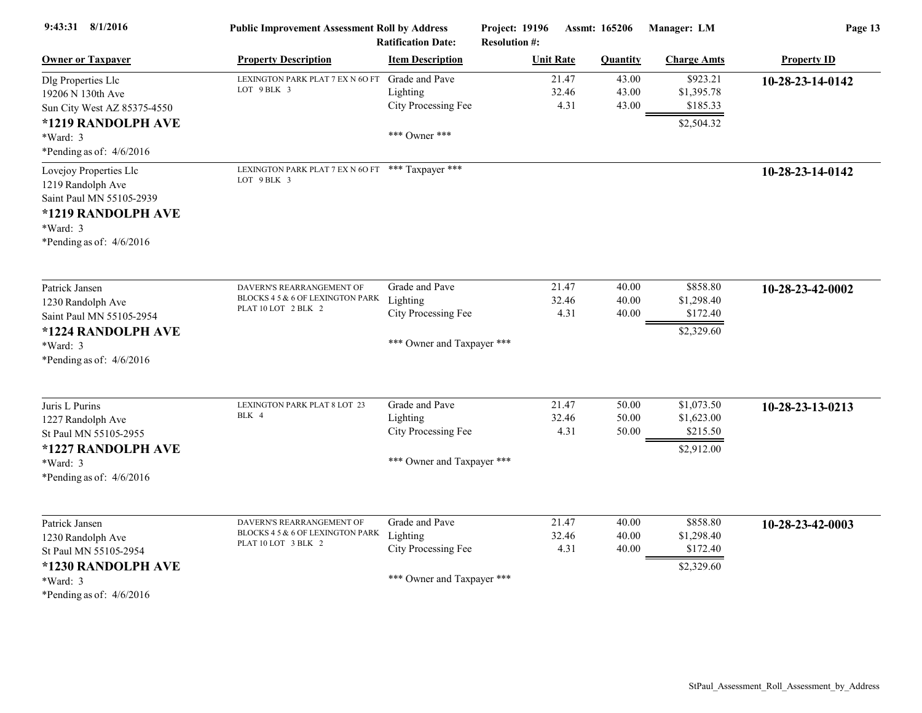**Public Improvement Assessment Roll by Address**

Project: 19196 Assmt: 165206 Manager: LM

Ratification Date: Resolution #:

| Owner or Taxpayer | Property Description | Item Description | Unit Rate | Quantity | Charge Amts | Property ID |
|---|---|---|---|---|---|---|
| Dlg Properties Llc<br>19206 N 130th Ave<br>Sun City West AZ 85375-4550<br>**\*1219 RANDOLPH AVE**<br>\*Ward: 3<br>\*Pending as of: 4/6/2016 | LEXINGTON PARK PLAT 7 EX N 6O FT LOT 9 BLK 3 | Grade and Pave<br>Lighting<br>City Processing Fee<br><br>\*\*\* Owner \*\*\* | 21.47<br>32.46<br>4.31 | 43.00<br>43.00<br>43.00 | \$923.21<br>\$1,395.78<br>\$185.33<br>\$2,504.32 | **10-28-23-14-0142** |
| Lovejoy Properties Llc<br>1219 Randolph Ave<br>Saint Paul MN 55105-2939<br>**\*1219 RANDOLPH AVE**<br>\*Ward: 3<br>\*Pending as of: 4/6/2016 | LEXINGTON PARK PLAT 7 EX N 6O FT LOT 9 BLK 3 | \*\*\* Taxpayer \*\*\* | | | | **10-28-23-14-0142** |
| Patrick Jansen<br>1230 Randolph Ave<br>Saint Paul MN 55105-2954<br>**\*1224 RANDOLPH AVE**<br>\*Ward: 3<br>\*Pending as of: 4/6/2016 | DAVERN'S REARRANGEMENT OF BLOCKS 4 5 & 6 OF LEXINGTON PARK PLAT 10 LOT 2 BLK 2 | Grade and Pave<br>Lighting<br>City Processing Fee<br><br>\*\*\* Owner and Taxpayer \*\*\* | 21.47<br>32.46<br>4.31 | 40.00<br>40.00<br>40.00 | \$858.80<br>\$1,298.40<br>\$172.40<br>\$2,329.60 | **10-28-23-42-0002** |
| Juris L Purins<br>1227 Randolph Ave<br>St Paul MN 55105-2955<br>**\*1227 RANDOLPH AVE**<br>\*Ward: 3<br>\*Pending as of: 4/6/2016 | LEXINGTON PARK PLAT 8 LOT 23 BLK 4 | Grade and Pave<br>Lighting<br>City Processing Fee<br><br>\*\*\* Owner and Taxpayer \*\*\* | 21.47<br>32.46<br>4.31 | 50.00<br>50.00<br>50.00 | \$1,073.50<br>\$1,623.00<br>\$215.50<br>\$2,912.00 | **10-28-23-13-0213** |
| Patrick Jansen<br>1230 Randolph Ave<br>St Paul MN 55105-2954<br>**\*1230 RANDOLPH AVE**<br>\*Ward: 3<br>\*Pending as of: 4/6/2016 | DAVERN'S REARRANGEMENT OF BLOCKS 4 5 & 6 OF LEXINGTON PARK PLAT 10 LOT 3 BLK 2 | Grade and Pave<br>Lighting<br>City Processing Fee<br><br>\*\*\* Owner and Taxpayer \*\*\* | 21.47<br>32.46<br>4.31 | 40.00<br>40.00<br>40.00 | \$858.80<br>\$1,298.40<br>\$172.40<br>\$2,329.60 | **10-28-23-42-0003** |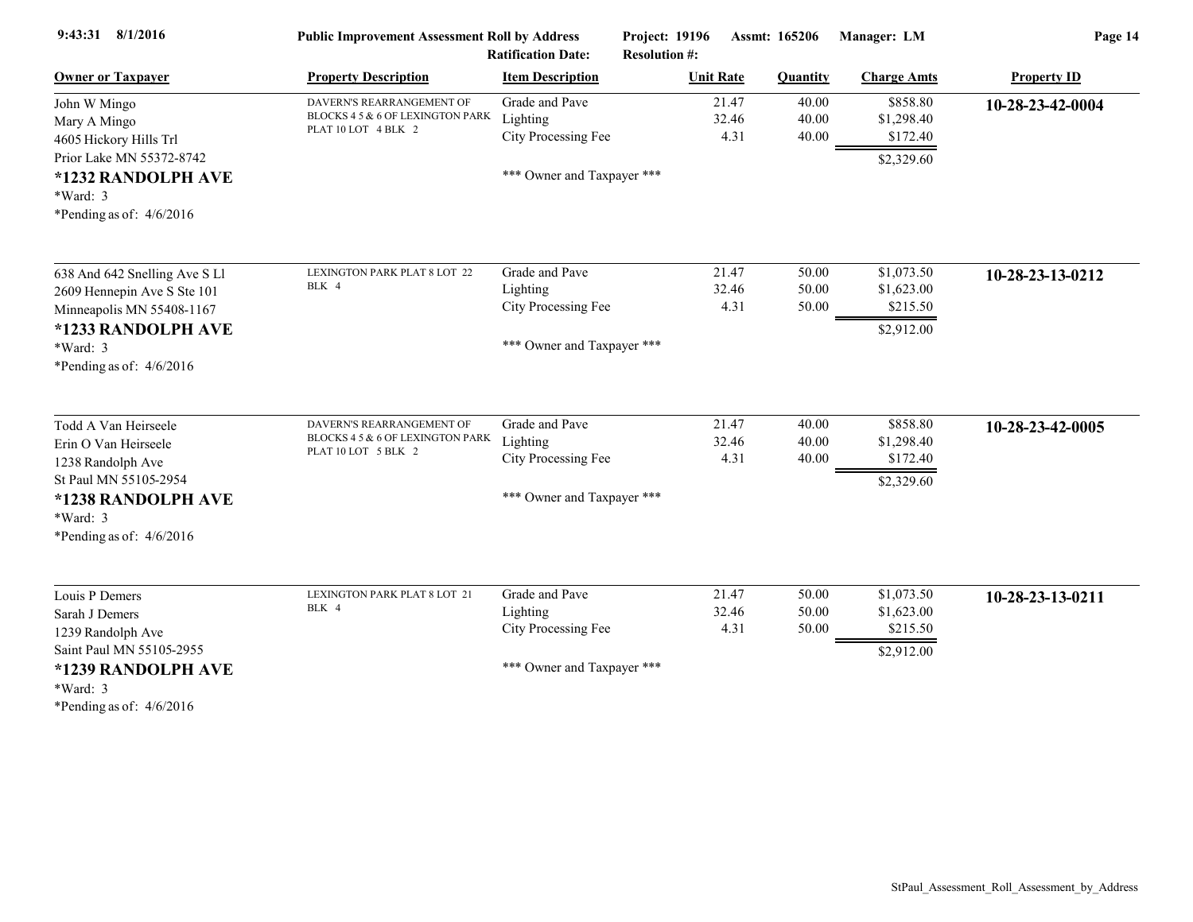| Owner or Taxpayer | Property Description | Item Description | Unit Rate | Quantity | Charge Amts | Property ID |
|---|---|---|---|---|---|---|
| John W Mingo<br>Mary A Mingo<br>4605 Hickory Hills Trl<br>Prior Lake MN 55372-8742<br>**\*1232 RANDOLPH AVE**<br>\*Ward: 3<br>\*Pending as of: 4/6/2016 | DAVERN'S REARRANGEMENT OF BLOCKS 4 5 & 6 OF LEXINGTON PARK PLAT 10 LOT 4 BLK 2 | Grade and Pave<br>Lighting<br>City Processing Fee<br><br>\*\*\* Owner and Taxpayer \*\*\* | 21.47<br>32.46<br>4.31 | 40.00<br>40.00<br>40.00 | \$858.80<br>\$1,298.40<br>\$172.40<br>\$2,329.60 | **10-28-23-42-0004** |
| 638 And 642 Snelling Ave S Ll<br>2609 Hennepin Ave S Ste 101<br>Minneapolis MN 55408-1167<br>**\*1233 RANDOLPH AVE**<br>\*Ward: 3<br>\*Pending as of: 4/6/2016 | LEXINGTON PARK PLAT 8 LOT 22 BLK 4 | Grade and Pave<br>Lighting<br>City Processing Fee<br><br>\*\*\* Owner and Taxpayer \*\*\* | 21.47<br>32.46<br>4.31 | 50.00<br>50.00<br>50.00 | \$1,073.50<br>\$1,623.00<br>\$215.50<br>\$2,912.00 | **10-28-23-13-0212** |
| Todd A Van Heirseele<br>Erin O Van Heirseele<br>1238 Randolph Ave<br>St Paul MN 55105-2954<br>**\*1238 RANDOLPH AVE**<br>\*Ward: 3<br>\*Pending as of: 4/6/2016 | DAVERN'S REARRANGEMENT OF BLOCKS 4 5 & 6 OF LEXINGTON PARK PLAT 10 LOT 5 BLK 2 | Grade and Pave<br>Lighting<br>City Processing Fee<br><br>\*\*\* Owner and Taxpayer \*\*\* | 21.47<br>32.46<br>4.31 | 40.00<br>40.00<br>40.00 | \$858.80<br>\$1,298.40<br>\$172.40<br>\$2,329.60 | **10-28-23-42-0005** |
| Louis P Demers<br>Sarah J Demers<br>1239 Randolph Ave<br>Saint Paul MN 55105-2955<br>**\*1239 RANDOLPH AVE**<br>\*Ward: 3<br>\*Pending as of: 4/6/2016 | LEXINGTON PARK PLAT 8 LOT 21 BLK 4 | Grade and Pave<br>Lighting<br>City Processing Fee<br><br>\*\*\* Owner and Taxpayer \*\*\* | 21.47<br>32.46<br>4.31 | 50.00<br>50.00<br>50.00 | \$1,073.50<br>\$1,623.00<br>\$215.50<br>\$2,912.00 | **10-28-23-13-0211** |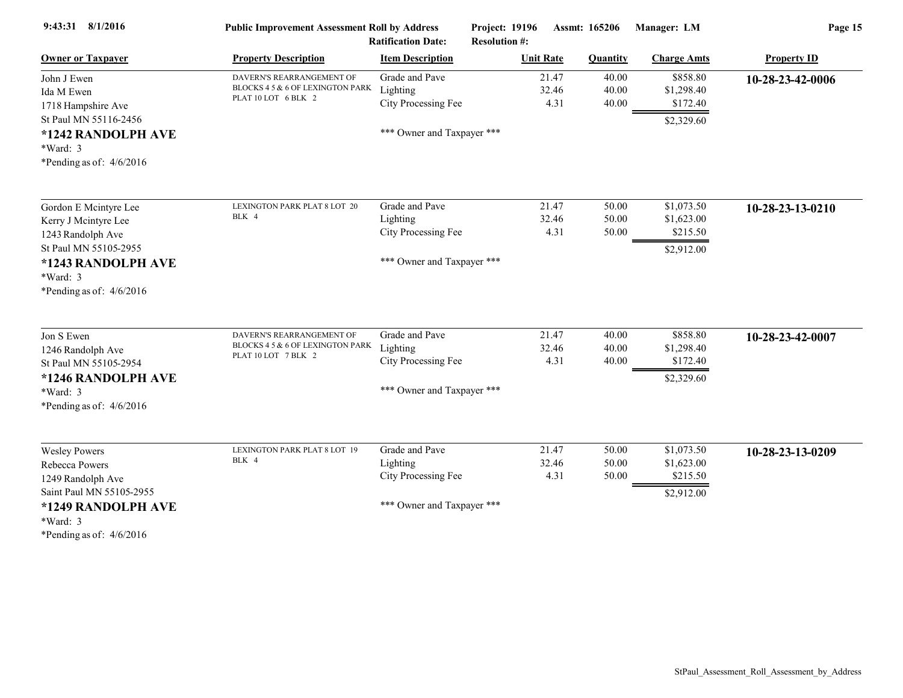| Owner or Taxpayer | Property Description | Item Description | Unit Rate | Quantity | Charge Amts | Property ID |
|---|---|---|---|---|---|---|
| John J Ewen<br>Ida M Ewen<br>1718 Hampshire Ave<br>St Paul MN 55116-2456<br>**\*1242 RANDOLPH AVE**<br>\*Ward: 3<br>\*Pending as of: 4/6/2016 | DAVERN'S REARRANGEMENT OF BLOCKS 4 5 & 6 OF LEXINGTON PARK PLAT 10 LOT 6 BLK 2 | Grade and Pave<br>Lighting<br>City Processing Fee<br><br>\*\*\* Owner and Taxpayer \*\*\* | 21.47<br>32.46<br>4.31 | 40.00<br>40.00<br>40.00 | $858.80<br>$1,298.40<br>$172.40<br>$2,329.60 | **10-28-23-42-0006** |
| Gordon E Mcintyre Lee<br>Kerry J Mcintyre Lee<br>1243 Randolph Ave<br>St Paul MN 55105-2955<br>**\*1243 RANDOLPH AVE**<br>\*Ward: 3<br>\*Pending as of: 4/6/2016 | LEXINGTON PARK PLAT 8 LOT 20 BLK 4 | Grade and Pave<br>Lighting<br>City Processing Fee<br><br>\*\*\* Owner and Taxpayer \*\*\* | 21.47<br>32.46<br>4.31 | 50.00<br>50.00<br>50.00 | $1,073.50<br>$1,623.00<br>$215.50<br>$2,912.00 | **10-28-23-13-0210** |
| Jon S Ewen<br>1246 Randolph Ave<br>St Paul MN 55105-2954<br>**\*1246 RANDOLPH AVE**<br>\*Ward: 3<br>\*Pending as of: 4/6/2016 | DAVERN'S REARRANGEMENT OF BLOCKS 4 5 & 6 OF LEXINGTON PARK PLAT 10 LOT 7 BLK 2 | Grade and Pave<br>Lighting<br>City Processing Fee<br><br>\*\*\* Owner and Taxpayer \*\*\* | 21.47<br>32.46<br>4.31 | 40.00<br>40.00<br>40.00 | $858.80<br>$1,298.40<br>$172.40<br>$2,329.60 | **10-28-23-42-0007** |
| Wesley Powers<br>Rebecca Powers<br>1249 Randolph Ave<br>Saint Paul MN 55105-2955<br>**\*1249 RANDOLPH AVE**<br>\*Ward: 3<br>\*Pending as of: 4/6/2016 | LEXINGTON PARK PLAT 8 LOT 19 BLK 4 | Grade and Pave<br>Lighting<br>City Processing Fee<br><br>\*\*\* Owner and Taxpayer \*\*\* | 21.47<br>32.46<br>4.31 | 50.00<br>50.00<br>50.00 | $1,073.50<br>$1,623.00<br>$215.50<br>$2,912.00 | **10-28-23-13-0209** |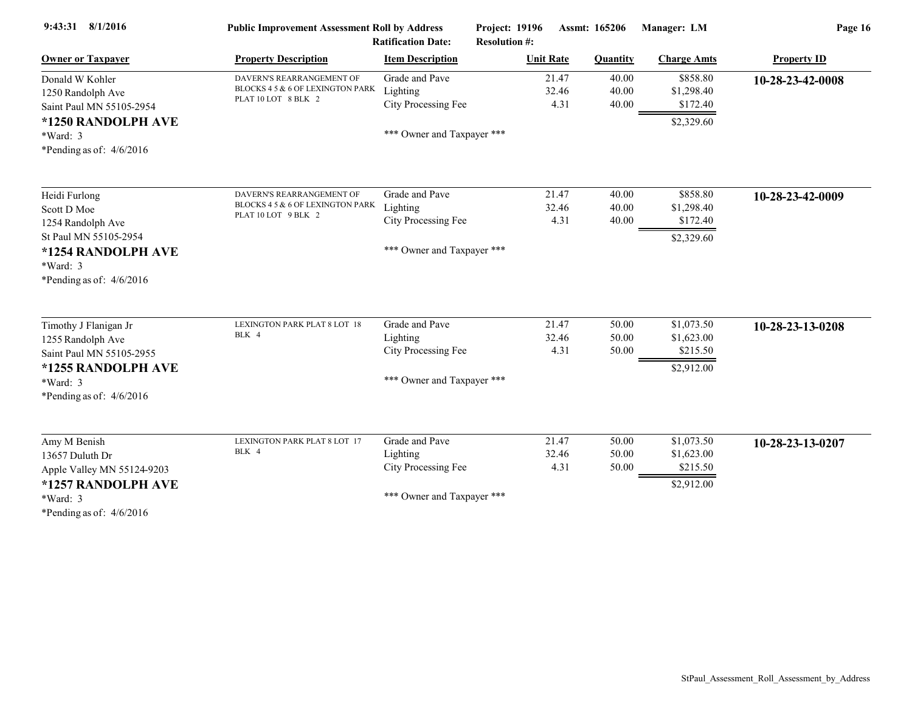| Owner or Taxpayer | Property Description | Item Description | Unit Rate | Quantity | Charge Amts | Property ID |
|---|---|---|---|---|---|---|
| Donald W Kohler<br>1250 Randolph Ave<br>Saint Paul MN 55105-2954<br>**\*1250 RANDOLPH AVE**<br>\*Ward: 3<br>\*Pending as of: 4/6/2016 | DAVERN'S REARRANGEMENT OF BLOCKS 4 5 & 6 OF LEXINGTON PARK PLAT 10 LOT 8 BLK 2 | Grade and Pave<br>Lighting<br>City Processing Fee<br><br>\*\*\* Owner and Taxpayer \*\*\* | 21.47<br>32.46<br>4.31 | 40.00<br>40.00<br>40.00 | $858.80<br>$1,298.40<br>$172.40<br>$2,329.60 | **10-28-23-42-0008** |
| Heidi Furlong<br>Scott D Moe<br>1254 Randolph Ave<br>St Paul MN 55105-2954<br>**\*1254 RANDOLPH AVE**<br>\*Ward: 3<br>\*Pending as of: 4/6/2016 | DAVERN'S REARRANGEMENT OF BLOCKS 4 5 & 6 OF LEXINGTON PARK PLAT 10 LOT 9 BLK 2 | Grade and Pave<br>Lighting<br>City Processing Fee<br><br>\*\*\* Owner and Taxpayer \*\*\* | 21.47<br>32.46<br>4.31 | 40.00<br>40.00<br>40.00 | $858.80<br>$1,298.40<br>$172.40<br>$2,329.60 | **10-28-23-42-0009** |
| Timothy J Flanigan Jr<br>1255 Randolph Ave<br>Saint Paul MN 55105-2955<br>**\*1255 RANDOLPH AVE**<br>\*Ward: 3<br>\*Pending as of: 4/6/2016 | LEXINGTON PARK PLAT 8 LOT 18 BLK 4 | Grade and Pave<br>Lighting<br>City Processing Fee<br><br>\*\*\* Owner and Taxpayer \*\*\* | 21.47<br>32.46<br>4.31 | 50.00<br>50.00<br>50.00 | $1,073.50<br>$1,623.00<br>$215.50<br>$2,912.00 | **10-28-23-13-0208** |
| Amy M Benish<br>13657 Duluth Dr<br>Apple Valley MN 55124-9203<br>**\*1257 RANDOLPH AVE**<br>\*Ward: 3<br>\*Pending as of: 4/6/2016 | LEXINGTON PARK PLAT 8 LOT 17 BLK 4 | Grade and Pave<br>Lighting<br>City Processing Fee<br><br>\*\*\* Owner and Taxpayer \*\*\* | 21.47<br>32.46<br>4.31 | 50.00<br>50.00<br>50.00 | $1,073.50<br>$1,623.00<br>$215.50<br>$2,912.00 | **10-28-23-13-0207** |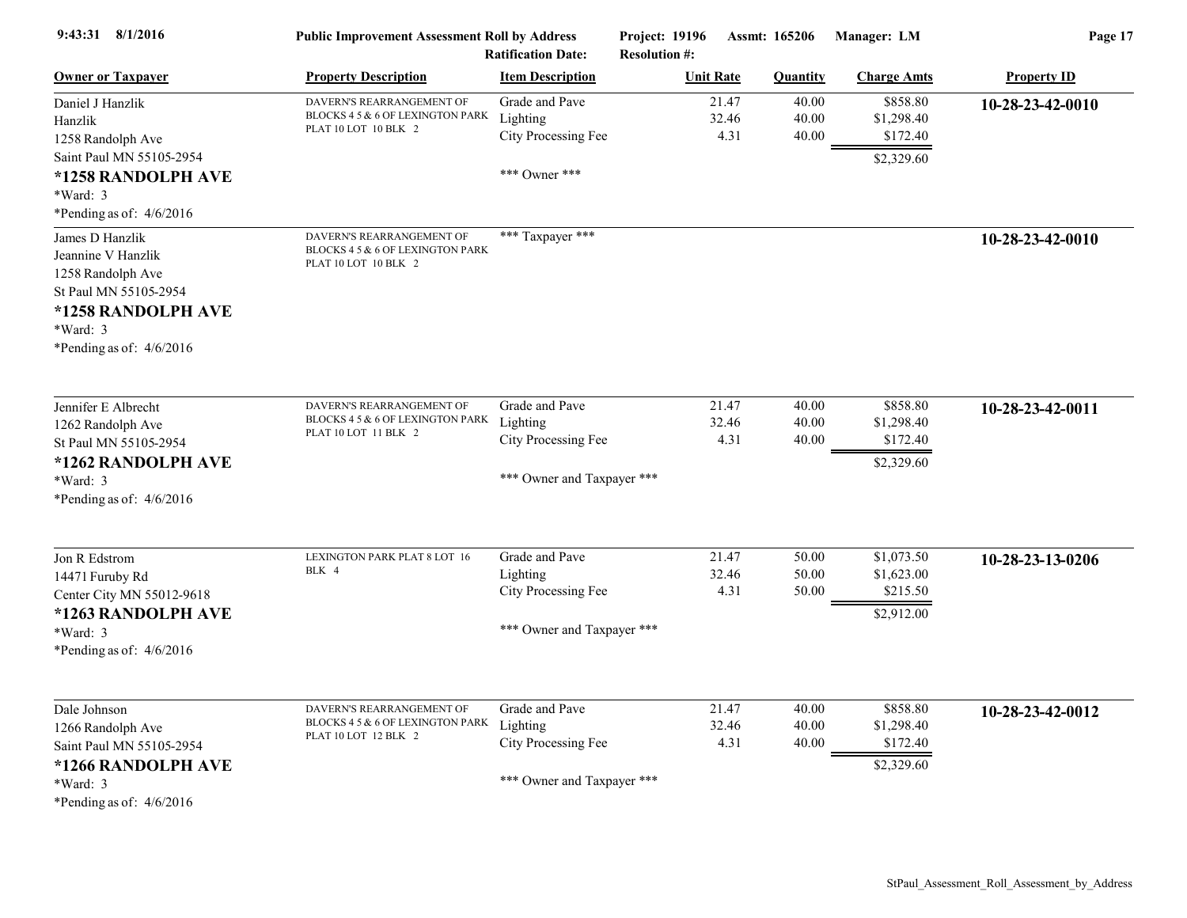| Owner or Taxpayer | Property Description | Item Description | Unit Rate | Quantity | Charge Amts | Property ID |
|---|---|---|---|---|---|---|
| Daniel J Hanzlik<br>Hanzlik<br>1258 Randolph Ave<br>Saint Paul MN 55105-2954<br>**\*1258 RANDOLPH AVE**<br>\*Ward: 3<br>\*Pending as of: 4/6/2016 | DAVERN'S REARRANGEMENT OF BLOCKS 4 5 & 6 OF LEXINGTON PARK PLAT 10 LOT 10 BLK 2 | Grade and Pave<br>Lighting<br>City Processing Fee<br><br>\*\*\* Owner \*\*\* | 21.47<br>32.46<br>4.31 | 40.00<br>40.00<br>40.00 | \$858.80<br>\$1,298.40<br>\$172.40<br>\$2,329.60 | **10-28-23-42-0010** |
| James D Hanzlik<br>Jeannine V Hanzlik<br>1258 Randolph Ave<br>St Paul MN 55105-2954<br>**\*1258 RANDOLPH AVE**<br>\*Ward: 3<br>\*Pending as of: 4/6/2016 | DAVERN'S REARRANGEMENT OF BLOCKS 4 5 & 6 OF LEXINGTON PARK PLAT 10 LOT 10 BLK 2 | \*\*\* Taxpayer \*\*\* | | | | **10-28-23-42-0010** |
| Jennifer E Albrecht<br>1262 Randolph Ave<br>St Paul MN 55105-2954<br>**\*1262 RANDOLPH AVE**<br>\*Ward: 3<br>\*Pending as of: 4/6/2016 | DAVERN'S REARRANGEMENT OF BLOCKS 4 5 & 6 OF LEXINGTON PARK PLAT 10 LOT 11 BLK 2 | Grade and Pave<br>Lighting<br>City Processing Fee<br><br>\*\*\* Owner and Taxpayer \*\*\* | 21.47<br>32.46<br>4.31 | 40.00<br>40.00<br>40.00 | \$858.80<br>\$1,298.40<br>\$172.40<br>\$2,329.60 | **10-28-23-42-0011** |
| Jon R Edstrom<br>14471 Furuby Rd<br>Center City MN 55012-9618<br>**\*1263 RANDOLPH AVE**<br>\*Ward: 3<br>\*Pending as of: 4/6/2016 | LEXINGTON PARK PLAT 8 LOT 16 BLK 4 | Grade and Pave<br>Lighting<br>City Processing Fee<br><br>\*\*\* Owner and Taxpayer \*\*\* | 21.47<br>32.46<br>4.31 | 50.00<br>50.00<br>50.00 | \$1,073.50<br>\$1,623.00<br>\$215.50<br>\$2,912.00 | **10-28-23-13-0206** |
| Dale Johnson<br>1266 Randolph Ave<br>Saint Paul MN 55105-2954<br>**\*1266 RANDOLPH AVE**<br>\*Ward: 3<br>\*Pending as of: 4/6/2016 | DAVERN'S REARRANGEMENT OF BLOCKS 4 5 & 6 OF LEXINGTON PARK PLAT 10 LOT 12 BLK 2 | Grade and Pave<br>Lighting<br>City Processing Fee<br><br>\*\*\* Owner and Taxpayer \*\*\* | 21.47<br>32.46<br>4.31 | 40.00<br>40.00<br>40.00 | \$858.80<br>\$1,298.40<br>\$172.40<br>\$2,329.60 | **10-28-23-42-0012** |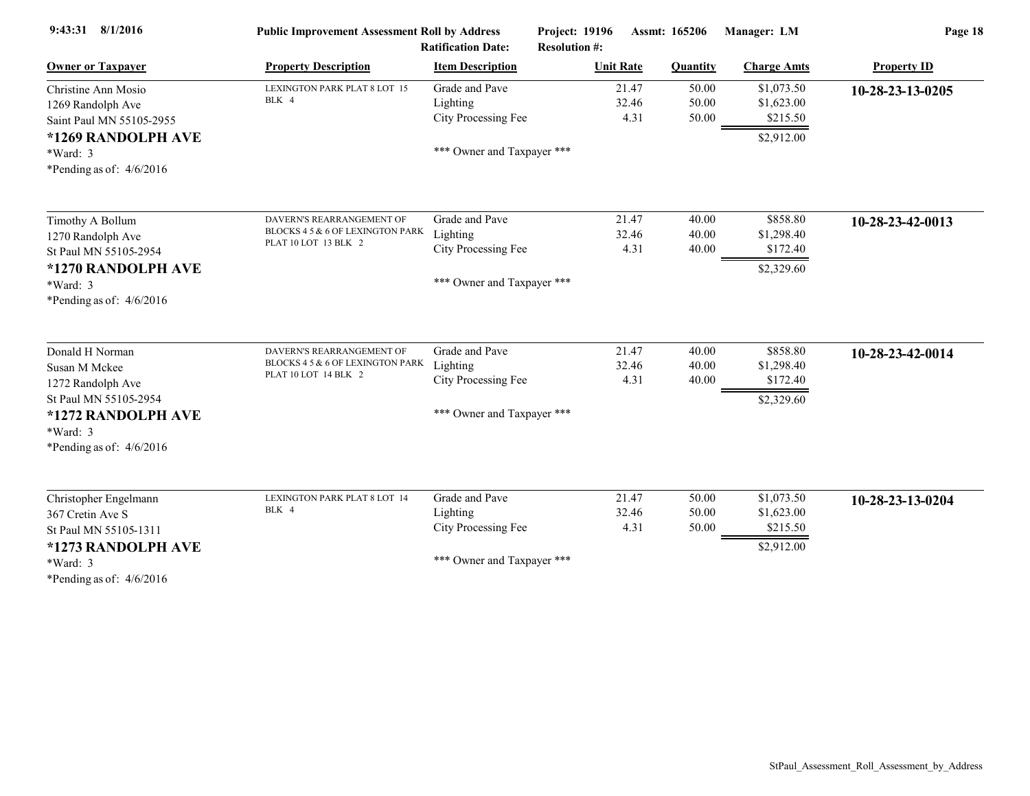| Owner or Taxpayer | Property Description | Item Description | Unit Rate | Quantity | Charge Amts | Property ID |
|---|---|---|---|---|---|---|
| Christine Ann Mosio<br>1269 Randolph Ave<br>Saint Paul MN 55105-2955<br>**\*1269 RANDOLPH AVE**<br>\*Ward: 3<br>\*Pending as of: 4/6/2016 | LEXINGTON PARK PLAT 8 LOT 15 BLK 4 | Grade and Pave<br>Lighting<br>City Processing Fee<br><br>\*\*\* Owner and Taxpayer \*\*\* | 21.47<br>32.46<br>4.31 | 50.00<br>50.00<br>50.00 | $1,073.50<br>$1,623.00<br>$215.50<br>$2,912.00 | **10-28-23-13-0205** |
| Timothy A Bollum<br>1270 Randolph Ave<br>St Paul MN 55105-2954<br>**\*1270 RANDOLPH AVE**<br>\*Ward: 3<br>\*Pending as of: 4/6/2016 | DAVERN'S REARRANGEMENT OF BLOCKS 4 5 & 6 OF LEXINGTON PARK PLAT 10 LOT 13 BLK 2 | Grade and Pave<br>Lighting<br>City Processing Fee<br><br>\*\*\* Owner and Taxpayer \*\*\* | 21.47<br>32.46<br>4.31 | 40.00<br>40.00<br>40.00 | $858.80<br>$1,298.40<br>$172.40<br>$2,329.60 | **10-28-23-42-0013** |
| Donald H Norman<br>Susan M Mckee<br>1272 Randolph Ave<br>St Paul MN 55105-2954<br>**\*1272 RANDOLPH AVE**<br>\*Ward: 3<br>\*Pending as of: 4/6/2016 | DAVERN'S REARRANGEMENT OF BLOCKS 4 5 & 6 OF LEXINGTON PARK PLAT 10 LOT 14 BLK 2 | Grade and Pave<br>Lighting<br>City Processing Fee<br><br>\*\*\* Owner and Taxpayer \*\*\* | 21.47<br>32.46<br>4.31 | 40.00<br>40.00<br>40.00 | $858.80<br>$1,298.40<br>$172.40<br>$2,329.60 | **10-28-23-42-0014** |
| Christopher Engelmann<br>367 Cretin Ave S<br>St Paul MN 55105-1311<br>**\*1273 RANDOLPH AVE**<br>\*Ward: 3<br>\*Pending as of: 4/6/2016 | LEXINGTON PARK PLAT 8 LOT 14 BLK 4 | Grade and Pave<br>Lighting<br>City Processing Fee<br><br>\*\*\* Owner and Taxpayer \*\*\* | 21.47<br>32.46<br>4.31 | 50.00<br>50.00<br>50.00 | $1,073.50<br>$1,623.00<br>$215.50<br>$2,912.00 | **10-28-23-13-0204** |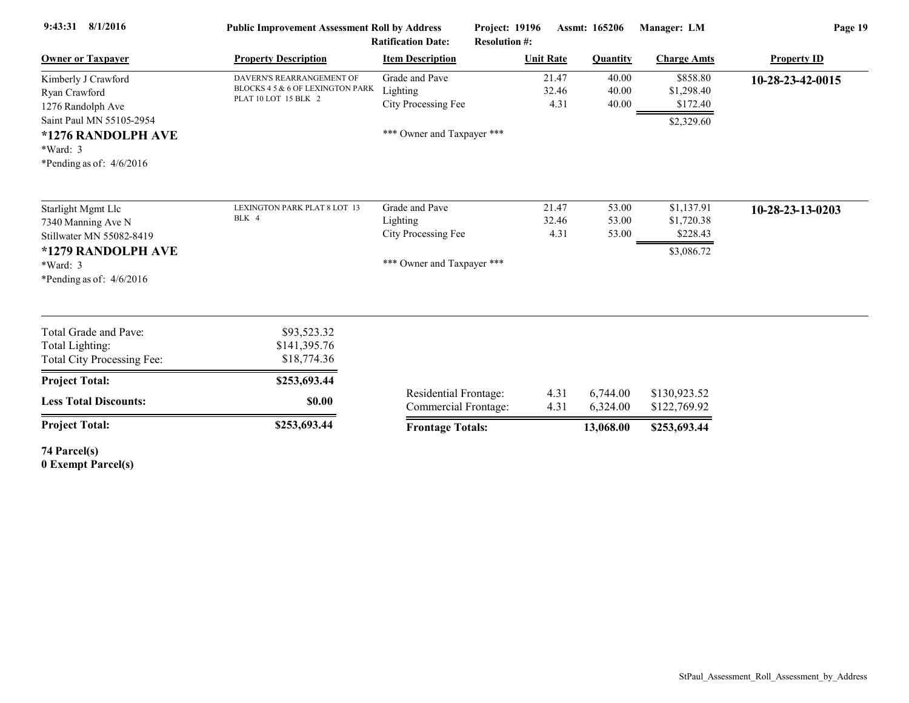| Owner or Taxpayer | Property Description | Item Description | Unit Rate | Quantity | Charge Amts | Property ID |
|---|---|---|---|---|---|---|
| Kimberly J Crawford<br>Ryan Crawford<br>1276 Randolph Ave<br>Saint Paul MN 55105-2954<br>**\*1276 RANDOLPH AVE**<br>\*Ward: 3<br>\*Pending as of: 4/6/2016 | DAVERN'S REARRANGEMENT OF BLOCKS 4 5 & 6 OF LEXINGTON PARK PLAT 10 LOT 15 BLK 2 | Grade and Pave<br>Lighting<br>City Processing Fee<br><br>\*\*\* Owner and Taxpayer \*\*\* | 21.47<br>32.46<br>4.31 | 40.00<br>40.00<br>40.00 | \$858.80<br>\$1,298.40<br>\$172.40<br>\$2,329.60 | **10-28-23-42-0015** |
| Starlight Mgmt Llc<br>7340 Manning Ave N<br>Stillwater MN 55082-8419<br>**\*1279 RANDOLPH AVE**<br>\*Ward: 3<br>\*Pending as of: 4/6/2016 | LEXINGTON PARK PLAT 8 LOT 13 BLK 4 | Grade and Pave<br>Lighting<br>City Processing Fee<br><br>\*\*\* Owner and Taxpayer \*\*\* | 21.47<br>32.46<br>4.31 | 53.00<br>53.00<br>53.00 | \$1,137.91<br>\$1,720.38<br>\$228.43<br>\$3,086.72 | **10-28-23-13-0203** |

| | |
|---|---|
| Total Grade and Pave: | \$93,523.32 |
| Total Lighting: | \$141,395.76 |
| Total City Processing Fee: | \$18,774.36 |
| **Project Total:** | **\$253,693.44** |
| **Less Total Discounts:** | **\$0.00** |
| **Project Total:** | **\$253,693.44** |

| | | | |
|---|---|---|---|
| Residential Frontage: | 4.31 | 6,744.00 | \$130,923.52 |
| Commercial Frontage: | 4.31 | 6,324.00 | \$122,769.92 |
| **Frontage Totals:** | | **13,068.00** | **\$253,693.44** |

**74 Parcel(s)**
**0 Exempt Parcel(s)**